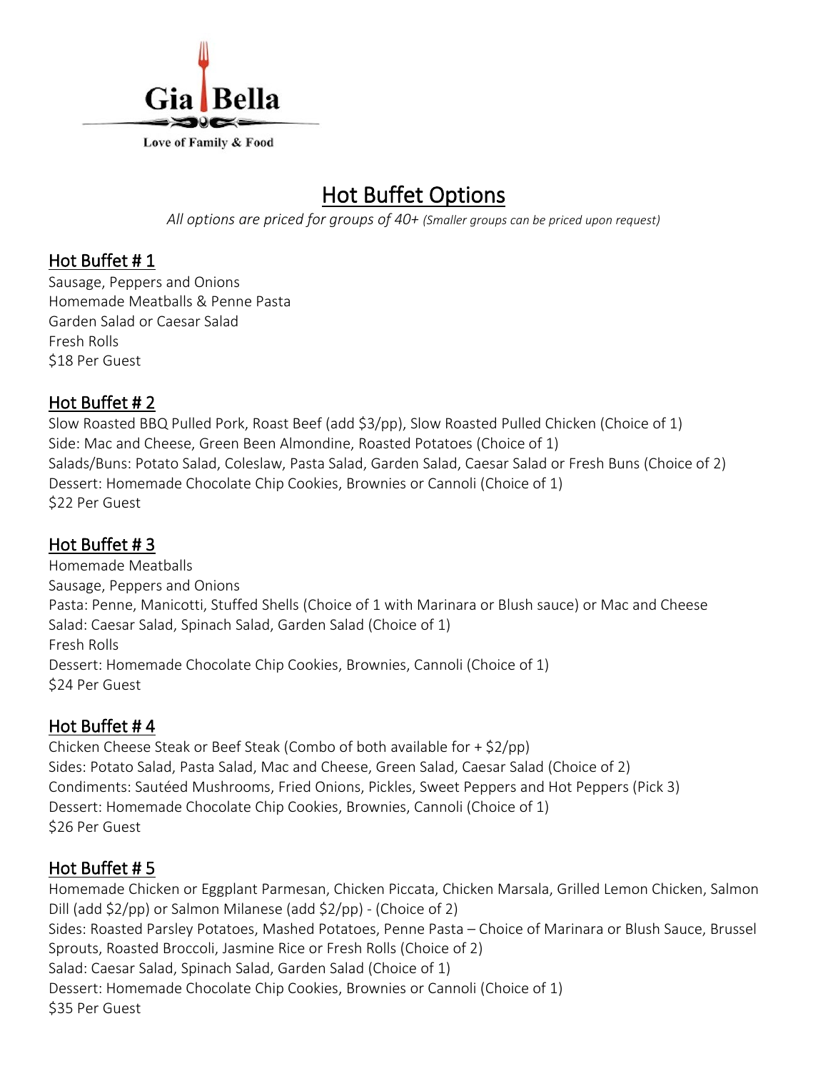Gia Bella

Love of Family & Food

# Hot Buffet Options

*All options are priced for groups of 40+ (Smaller groups can be priced upon request)*

## Hot Buffet # 1

Sausage, Peppers and Onions
Homemade Meatballs & Penne Pasta
Garden Salad or Caesar Salad
Fresh Rolls
$18 Per Guest

## Hot Buffet # 2

Slow Roasted BBQ Pulled Pork, Roast Beef (add $3/pp), Slow Roasted Pulled Chicken (Choice of 1)
Side: Mac and Cheese, Green Been Almondine, Roasted Potatoes (Choice of 1)
Salads/Buns: Potato Salad, Coleslaw, Pasta Salad, Garden Salad, Caesar Salad or Fresh Buns (Choice of 2)
Dessert: Homemade Chocolate Chip Cookies, Brownies or Cannoli (Choice of 1)
$22 Per Guest

## Hot Buffet # 3

Homemade Meatballs
Sausage, Peppers and Onions
Pasta: Penne, Manicotti, Stuffed Shells (Choice of 1 with Marinara or Blush sauce) or Mac and Cheese
Salad: Caesar Salad, Spinach Salad, Garden Salad (Choice of 1)
Fresh Rolls
Dessert: Homemade Chocolate Chip Cookies, Brownies, Cannoli (Choice of 1)
$24 Per Guest

## Hot Buffet # 4

Chicken Cheese Steak or Beef Steak (Combo of both available for + $2/pp)
Sides: Potato Salad, Pasta Salad, Mac and Cheese, Green Salad, Caesar Salad (Choice of 2)
Condiments: Sautéed Mushrooms, Fried Onions, Pickles, Sweet Peppers and Hot Peppers (Pick 3)
Dessert: Homemade Chocolate Chip Cookies, Brownies, Cannoli (Choice of 1)
$26 Per Guest

## Hot Buffet # 5

Homemade Chicken or Eggplant Parmesan, Chicken Piccata, Chicken Marsala, Grilled Lemon Chicken, Salmon Dill (add $2/pp) or Salmon Milanese (add $2/pp) - (Choice of 2)
Sides: Roasted Parsley Potatoes, Mashed Potatoes, Penne Pasta – Choice of Marinara or Blush Sauce, Brussel Sprouts, Roasted Broccoli, Jasmine Rice or Fresh Rolls (Choice of 2)
Salad: Caesar Salad, Spinach Salad, Garden Salad (Choice of 1)
Dessert: Homemade Chocolate Chip Cookies, Brownies or Cannoli (Choice of 1)
$35 Per Guest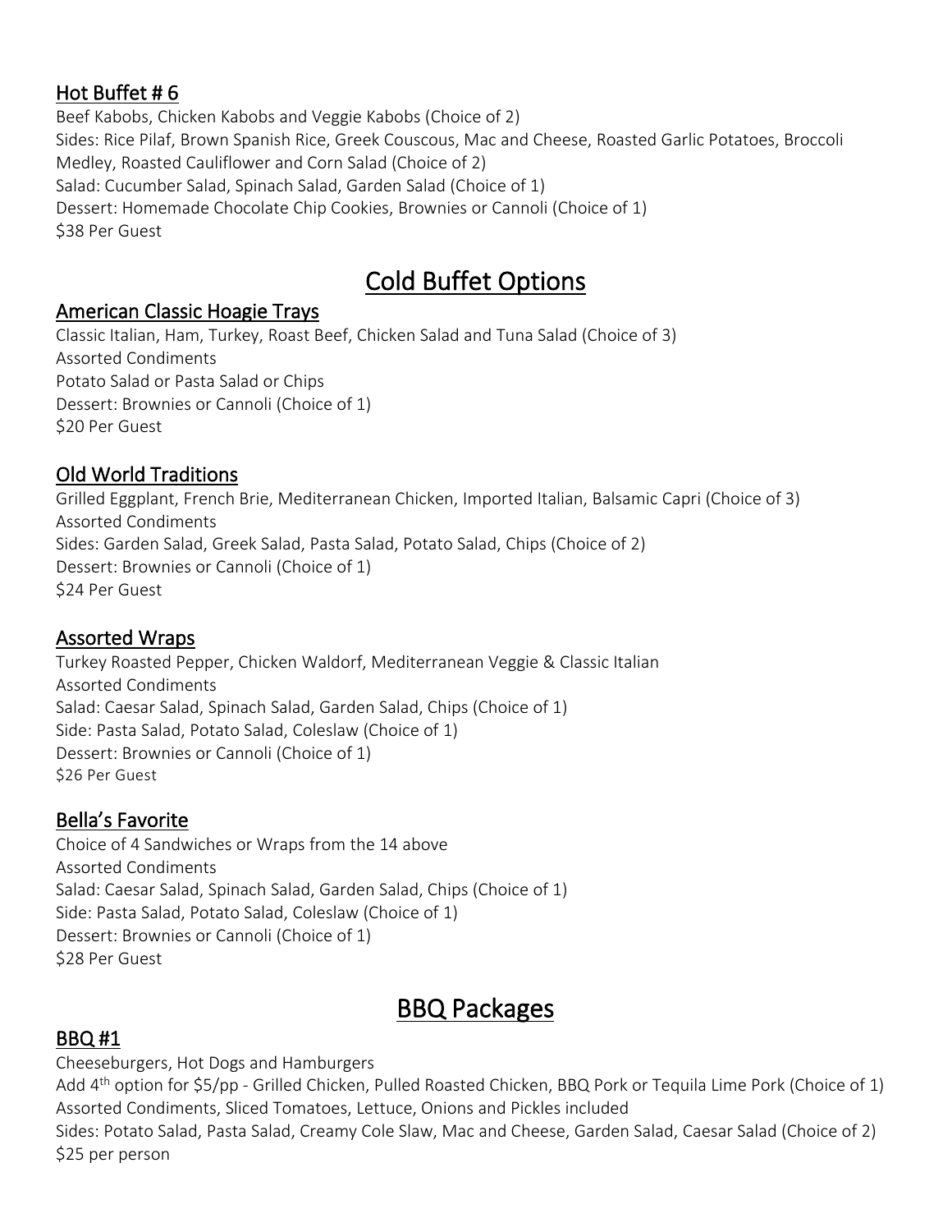### Hot Buffet # 6

Beef Kabobs, Chicken Kabobs and Veggie Kabobs (Choice of 2)
Sides: Rice Pilaf, Brown Spanish Rice, Greek Couscous, Mac and Cheese, Roasted Garlic Potatoes, Broccoli Medley, Roasted Cauliflower and Corn Salad (Choice of 2)
Salad: Cucumber Salad, Spinach Salad, Garden Salad (Choice of 1)
Dessert: Homemade Chocolate Chip Cookies, Brownies or Cannoli (Choice of 1)
$38 Per Guest

## Cold Buffet Options

### American Classic Hoagie Trays

Classic Italian, Ham, Turkey, Roast Beef, Chicken Salad and Tuna Salad (Choice of 3)
Assorted Condiments
Potato Salad or Pasta Salad or Chips
Dessert: Brownies or Cannoli (Choice of 1)
$20 Per Guest

### Old World Traditions

Grilled Eggplant, French Brie, Mediterranean Chicken, Imported Italian, Balsamic Capri (Choice of 3)
Assorted Condiments
Sides: Garden Salad, Greek Salad, Pasta Salad, Potato Salad, Chips (Choice of 2)
Dessert: Brownies or Cannoli (Choice of 1)
$24 Per Guest

### Assorted Wraps

Turkey Roasted Pepper, Chicken Waldorf, Mediterranean Veggie & Classic Italian
Assorted Condiments
Salad: Caesar Salad, Spinach Salad, Garden Salad, Chips (Choice of 1)
Side: Pasta Salad, Potato Salad, Coleslaw (Choice of 1)
Dessert: Brownies or Cannoli (Choice of 1)
$26 Per Guest

### Bella's Favorite

Choice of 4 Sandwiches or Wraps from the 14 above
Assorted Condiments
Salad: Caesar Salad, Spinach Salad, Garden Salad, Chips (Choice of 1)
Side: Pasta Salad, Potato Salad, Coleslaw (Choice of 1)
Dessert: Brownies or Cannoli (Choice of 1)
$28 Per Guest

## BBQ Packages

### BBQ #1

Cheeseburgers, Hot Dogs and Hamburgers
Add 4th option for $5/pp - Grilled Chicken, Pulled Roasted Chicken, BBQ Pork or Tequila Lime Pork (Choice of 1)
Assorted Condiments, Sliced Tomatoes, Lettuce, Onions and Pickles included
Sides: Potato Salad, Pasta Salad, Creamy Cole Slaw, Mac and Cheese, Garden Salad, Caesar Salad (Choice of 2)
$25 per person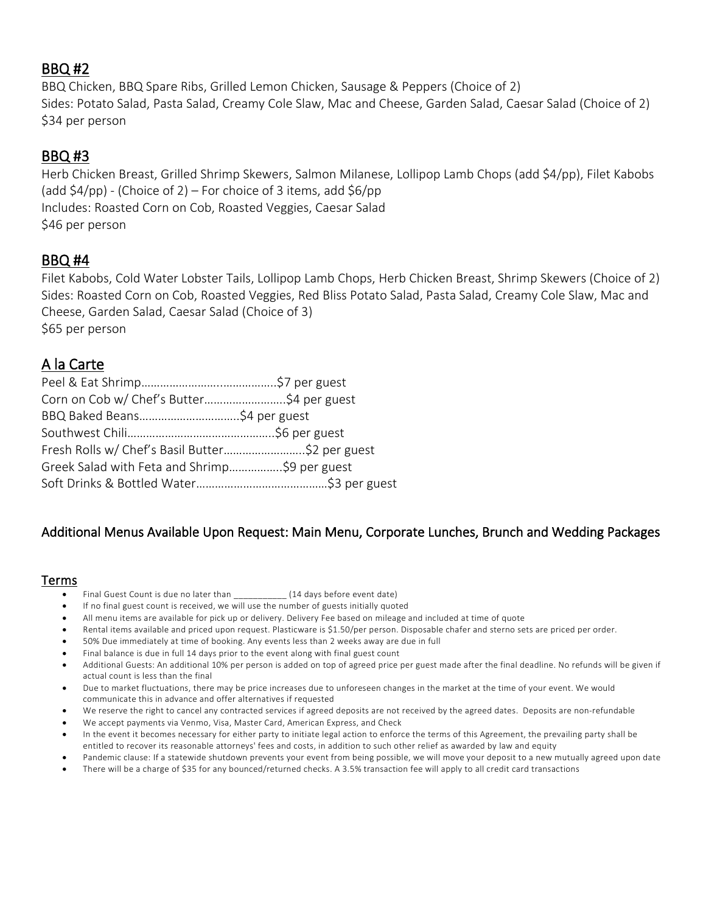## BBQ #2

BBQ Chicken, BBQ Spare Ribs, Grilled Lemon Chicken, Sausage & Peppers (Choice of 2)
Sides: Potato Salad, Pasta Salad, Creamy Cole Slaw, Mac and Cheese, Garden Salad, Caesar Salad (Choice of 2)
$34 per person

## BBQ #3

Herb Chicken Breast, Grilled Shrimp Skewers, Salmon Milanese, Lollipop Lamb Chops (add $4/pp), Filet Kabobs (add $4/pp) - (Choice of 2) – For choice of 3 items, add $6/pp
Includes: Roasted Corn on Cob, Roasted Veggies, Caesar Salad
$46 per person

## BBQ #4

Filet Kabobs, Cold Water Lobster Tails, Lollipop Lamb Chops, Herb Chicken Breast, Shrimp Skewers (Choice of 2)
Sides: Roasted Corn on Cob, Roasted Veggies, Red Bliss Potato Salad, Pasta Salad, Creamy Cole Slaw, Mac and Cheese, Garden Salad, Caesar Salad (Choice of 3)
$65 per person

## A la Carte

Peel & Eat Shrimp…………………….………….….$7 per guest
Corn on Cob w/ Chef's Butter……………………..$4 per guest
BBQ Baked Beans…………………………..$4 per guest
Southwest Chili………………………………………..$6 per guest
Fresh Rolls w/ Chef's Basil Butter……………………..$2 per guest
Greek Salad with Feta and Shrimp……………..$9 per guest
Soft Drinks & Bottled Water……………………………………$3 per guest

### Additional Menus Available Upon Request: Main Menu, Corporate Lunches, Brunch and Wedding Packages

## Terms

- Final Guest Count is due no later than __________ (14 days before event date)
- If no final guest count is received, we will use the number of guests initially quoted
- All menu items are available for pick up or delivery. Delivery Fee based on mileage and included at time of quote
- Rental items available and priced upon request. Plasticware is $1.50/per person. Disposable chafer and sterno sets are priced per order.
- 50% Due immediately at time of booking. Any events less than 2 weeks away are due in full
- Final balance is due in full 14 days prior to the event along with final guest count
- Additional Guests: An additional 10% per person is added on top of agreed price per guest made after the final deadline. No refunds will be given if actual count is less than the final
- Due to market fluctuations, there may be price increases due to unforeseen changes in the market at the time of your event. We would communicate this in advance and offer alternatives if requested
- We reserve the right to cancel any contracted services if agreed deposits are not received by the agreed dates. Deposits are non-refundable
- We accept payments via Venmo, Visa, Master Card, American Express, and Check
- In the event it becomes necessary for either party to initiate legal action to enforce the terms of this Agreement, the prevailing party shall be entitled to recover its reasonable attorneys' fees and costs, in addition to such other relief as awarded by law and equity
- Pandemic clause: If a statewide shutdown prevents your event from being possible, we will move your deposit to a new mutually agreed upon date
- There will be a charge of $35 for any bounced/returned checks. A 3.5% transaction fee will apply to all credit card transactions